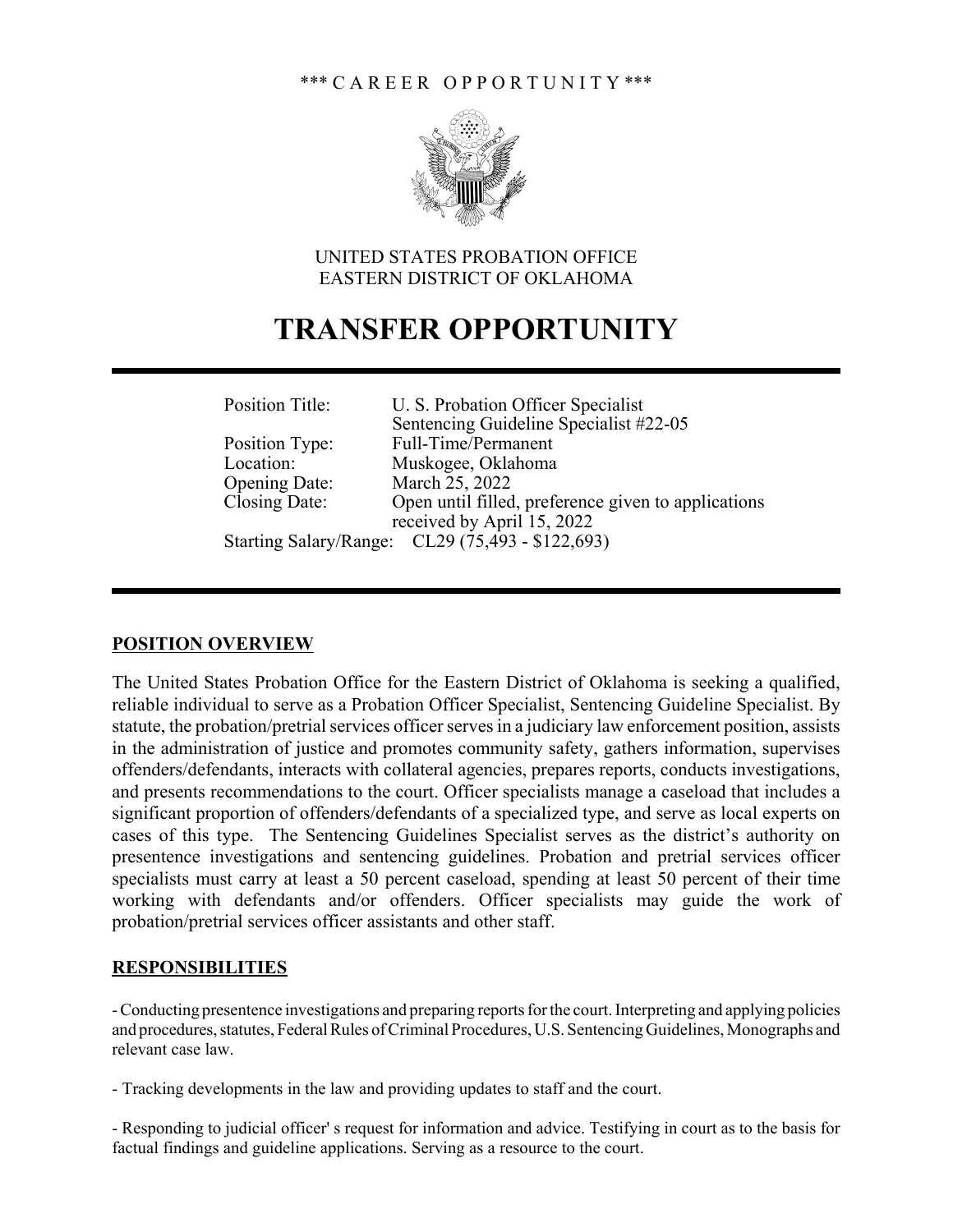*** C A R E E R   O P P O R T U N I T Y ***

UNITED STATES PROBATION OFFICE
EASTERN DISTRICT OF OKLAHOMA

# TRANSFER OPPORTUNITY

| | |
|---|---|
| Position Title: | U. S. Probation Officer Specialist<br>Sentencing Guideline Specialist #22-05 |
| Position Type: | Full-Time/Permanent |
| Location: | Muskogee, Oklahoma |
| Opening Date: | March 25, 2022 |
| Closing Date: | Open until filled, preference given to applications received by April 15, 2022 |
| Starting Salary/Range: | CL29 (75,493 - $122,693) |

## POSITION OVERVIEW

The United States Probation Office for the Eastern District of Oklahoma is seeking a qualified, reliable individual to serve as a Probation Officer Specialist, Sentencing Guideline Specialist. By statute, the probation/pretrial services officer serves in a judiciary law enforcement position, assists in the administration of justice and promotes community safety, gathers information, supervises offenders/defendants, interacts with collateral agencies, prepares reports, conducts investigations, and presents recommendations to the court. Officer specialists manage a caseload that includes a significant proportion of offenders/defendants of a specialized type, and serve as local experts on cases of this type. The Sentencing Guidelines Specialist serves as the district's authority on presentence investigations and sentencing guidelines. Probation and pretrial services officer specialists must carry at least a 50 percent caseload, spending at least 50 percent of their time working with defendants and/or offenders. Officer specialists may guide the work of probation/pretrial services officer assistants and other staff.

## RESPONSIBILITIES

- Conducting presentence investigations and preparing reports for the court. Interpreting and applying policies and procedures, statutes, Federal Rules of Criminal Procedures, U.S. Sentencing Guidelines, Monographs and relevant case law.

- Tracking developments in the law and providing updates to staff and the court.

- Responding to judicial officer' s request for information and advice. Testifying in court as to the basis for factual findings and guideline applications. Serving as a resource to the court.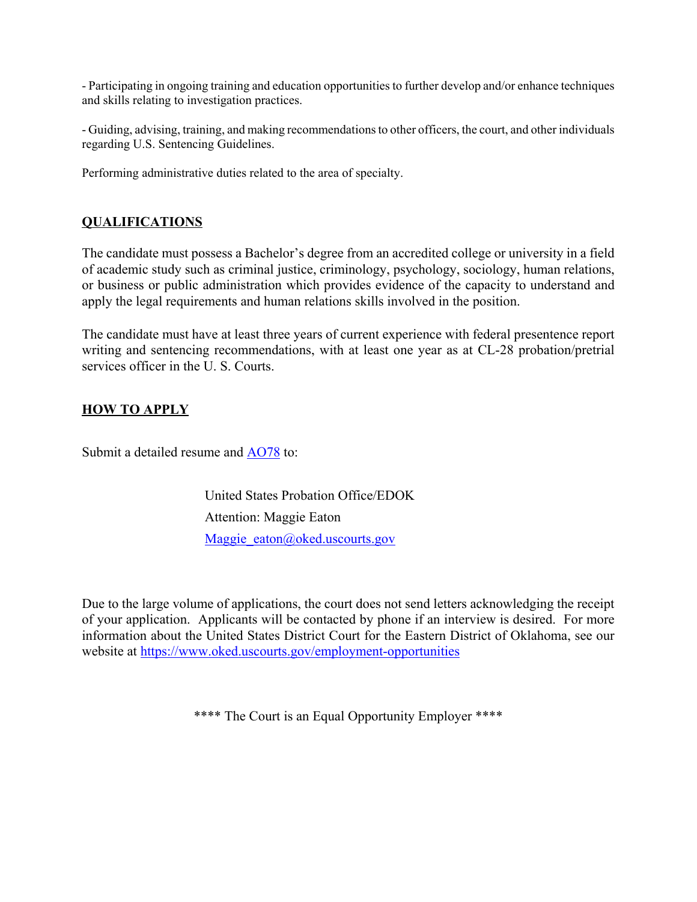- Participating in ongoing training and education opportunities to further develop and/or enhance techniques and skills relating to investigation practices.

- Guiding, advising, training, and making recommendations to other officers, the court, and other individuals regarding U.S. Sentencing Guidelines.

Performing administrative duties related to the area of specialty.

## QUALIFICATIONS

The candidate must possess a Bachelor's degree from an accredited college or university in a field of academic study such as criminal justice, criminology, psychology, sociology, human relations, or business or public administration which provides evidence of the capacity to understand and apply the legal requirements and human relations skills involved in the position.

The candidate must have at least three years of current experience with federal presentence report writing and sentencing recommendations, with at least one year as at CL-28 probation/pretrial services officer in the U. S. Courts.

## HOW TO APPLY

Submit a detailed resume and AO78 to:

United States Probation Office/EDOK
Attention: Maggie Eaton
Maggie_eaton@oked.uscourts.gov

Due to the large volume of applications, the court does not send letters acknowledging the receipt of your application. Applicants will be contacted by phone if an interview is desired. For more information about the United States District Court for the Eastern District of Oklahoma, see our website at https://www.oked.uscourts.gov/employment-opportunities

**** The Court is an Equal Opportunity Employer ****